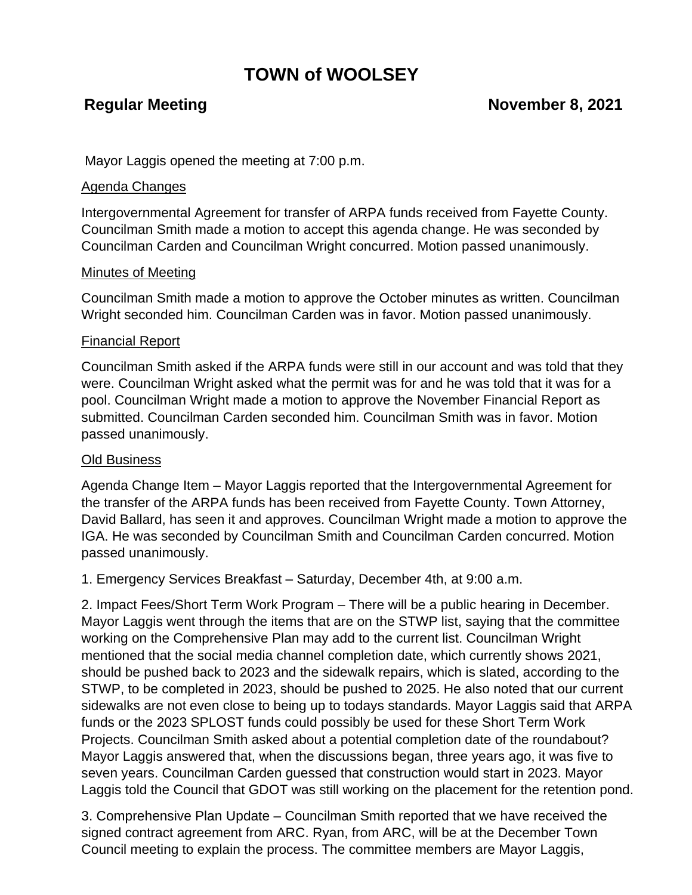# TOWN of WOOLSEY

**Regular Meeting** **November 8, 2021**

Mayor Laggis opened the meeting at 7:00 p.m.

Agenda Changes

Intergovernmental Agreement for transfer of ARPA funds received from Fayette County. Councilman Smith made a motion to accept this agenda change. He was seconded by Councilman Carden and Councilman Wright concurred. Motion passed unanimously.

Minutes of Meeting

Councilman Smith made a motion to approve the October minutes as written. Councilman Wright seconded him. Councilman Carden was in favor. Motion passed unanimously.

Financial Report

Councilman Smith asked if the ARPA funds were still in our account and was told that they were. Councilman Wright asked what the permit was for and he was told that it was for a pool. Councilman Wright made a motion to approve the November Financial Report as submitted. Councilman Carden seconded him. Councilman Smith was in favor. Motion passed unanimously.

Old Business

Agenda Change Item – Mayor Laggis reported that the Intergovernmental Agreement for the transfer of the ARPA funds has been received from Fayette County. Town Attorney, David Ballard, has seen it and approves. Councilman Wright made a motion to approve the IGA. He was seconded by Councilman Smith and Councilman Carden concurred. Motion passed unanimously.

1. Emergency Services Breakfast – Saturday, December 4th, at 9:00 a.m.

2. Impact Fees/Short Term Work Program – There will be a public hearing in December. Mayor Laggis went through the items that are on the STWP list, saying that the committee working on the Comprehensive Plan may add to the current list. Councilman Wright mentioned that the social media channel completion date, which currently shows 2021, should be pushed back to 2023 and the sidewalk repairs, which is slated, according to the STWP, to be completed in 2023, should be pushed to 2025. He also noted that our current sidewalks are not even close to being up to todays standards. Mayor Laggis said that ARPA funds or the 2023 SPLOST funds could possibly be used for these Short Term Work Projects. Councilman Smith asked about a potential completion date of the roundabout? Mayor Laggis answered that, when the discussions began, three years ago, it was five to seven years. Councilman Carden guessed that construction would start in 2023. Mayor Laggis told the Council that GDOT was still working on the placement for the retention pond.

3. Comprehensive Plan Update – Councilman Smith reported that we have received the signed contract agreement from ARC. Ryan, from ARC, will be at the December Town Council meeting to explain the process. The committee members are Mayor Laggis,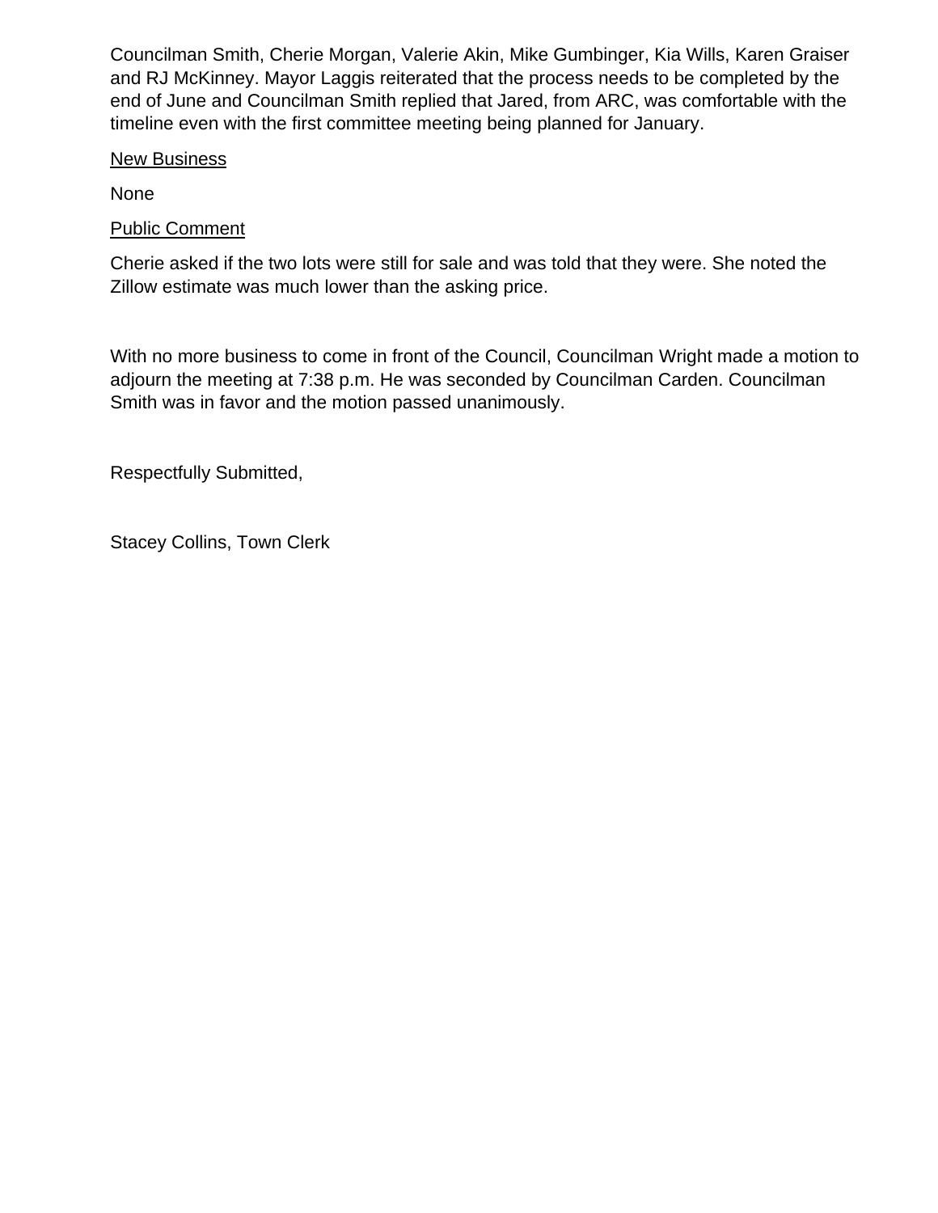Councilman Smith, Cherie Morgan, Valerie Akin, Mike Gumbinger, Kia Wills, Karen Graiser and RJ McKinney. Mayor Laggis reiterated that the process needs to be completed by the end of June and Councilman Smith replied that Jared, from ARC, was comfortable with the timeline even with the first committee meeting being planned for January.

<u>New Business</u>

None

<u>Public Comment</u>

Cherie asked if the two lots were still for sale and was told that they were. She noted the Zillow estimate was much lower than the asking price.

With no more business to come in front of the Council, Councilman Wright made a motion to adjourn the meeting at 7:38 p.m. He was seconded by Councilman Carden. Councilman Smith was in favor and the motion passed unanimously.

Respectfully Submitted,

Stacey Collins, Town Clerk